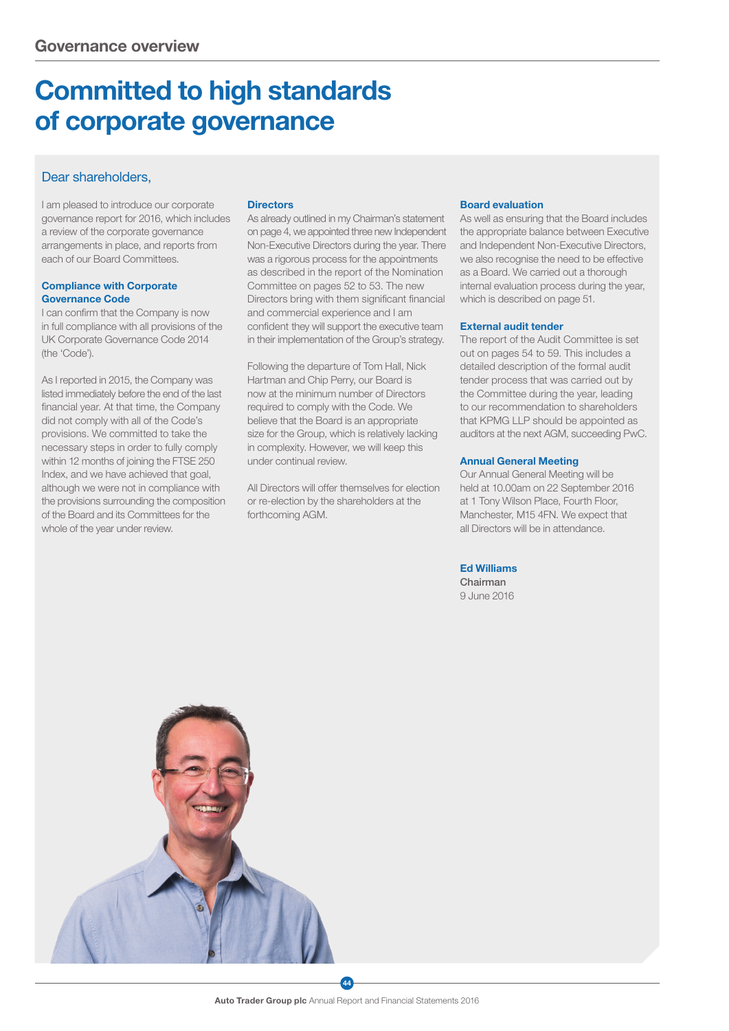# Governance overview

## Committed to high standards of corporate governance

Dear shareholders,

I am pleased to introduce our corporate governance report for 2016, which includes a review of the corporate governance arrangements in place, and reports from each of our Board Committees.

### Compliance with Corporate Governance Code

I can confirm that the Company is now in full compliance with all provisions of the UK Corporate Governance Code 2014 (the 'Code').

As I reported in 2015, the Company was listed immediately before the end of the last financial year. At that time, the Company did not comply with all of the Code's provisions. We committed to take the necessary steps in order to fully comply within 12 months of joining the FTSE 250 Index, and we have achieved that goal, although we were not in compliance with the provisions surrounding the composition of the Board and its Committees for the whole of the year under review.

### Directors

As already outlined in my Chairman's statement on page 4, we appointed three new Independent Non-Executive Directors during the year. There was a rigorous process for the appointments as described in the report of the Nomination Committee on pages 52 to 53. The new Directors bring with them significant financial and commercial experience and I am confident they will support the executive team in their implementation of the Group's strategy.

Following the departure of Tom Hall, Nick Hartman and Chip Perry, our Board is now at the minimum number of Directors required to comply with the Code. We believe that the Board is an appropriate size for the Group, which is relatively lacking in complexity. However, we will keep this under continual review.

All Directors will offer themselves for election or re-election by the shareholders at the forthcoming AGM.

### Board evaluation

As well as ensuring that the Board includes the appropriate balance between Executive and Independent Non-Executive Directors, we also recognise the need to be effective as a Board. We carried out a thorough internal evaluation process during the year, which is described on page 51.

### External audit tender

The report of the Audit Committee is set out on pages 54 to 59. This includes a detailed description of the formal audit tender process that was carried out by the Committee during the year, leading to our recommendation to shareholders that KPMG LLP should be appointed as auditors at the next AGM, succeeding PwC.

### Annual General Meeting

Our Annual General Meeting will be held at 10.00am on 22 September 2016 at 1 Tony Wilson Place, Fourth Floor, Manchester, M15 4FN. We expect that all Directors will be in attendance.

**Ed Williams**
Chairman
9 June 2016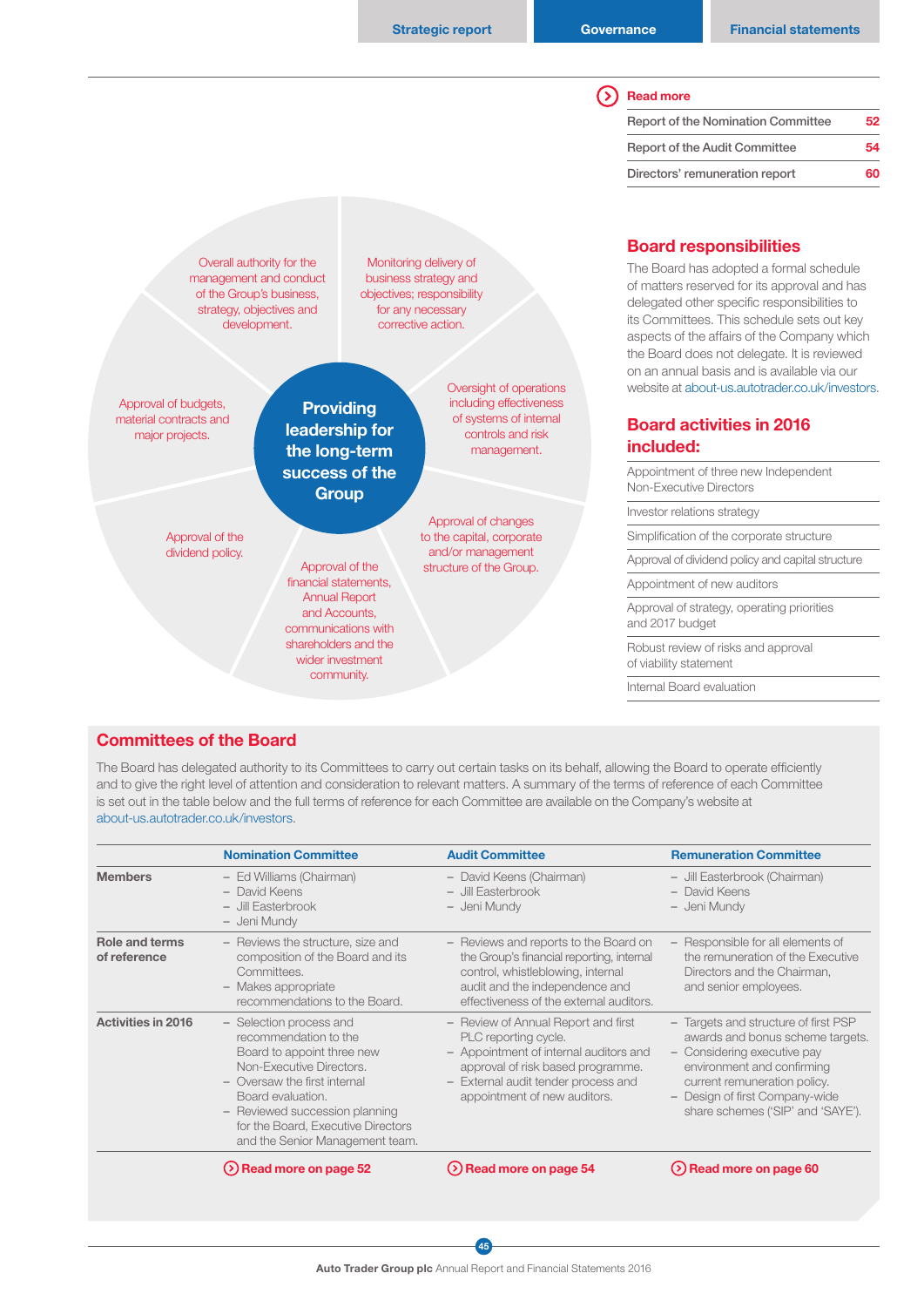Read more

| | |
|---|---|
| Report of the Nomination Committee | 52 |
| Report of the Audit Committee | 54 |
| Directors' remuneration report | 60 |

Providing leadership for the long-term success of the Group

Overall authority for the management and conduct of the Group's business, strategy, objectives and development.

Monitoring delivery of business strategy and objectives; responsibility for any necessary corrective action.

Oversight of operations including effectiveness of systems of internal controls and risk management.

Approval of changes to the capital, corporate and/or management structure of the Group.

Approval of the financial statements, Annual Report and Accounts, communications with shareholders and the wider investment community.

Approval of the dividend policy.

Approval of budgets, material contracts and major projects.

## Board responsibilities

The Board has adopted a formal schedule of matters reserved for its approval and has delegated other specific responsibilities to its Committees. This schedule sets out key aspects of the affairs of the Company which the Board does not delegate. It is reviewed on an annual basis and is available via our website at about-us.autotrader.co.uk/investors.

## Board activities in 2016 included:

- Appointment of three new Independent Non-Executive Directors
- Investor relations strategy
- Simplification of the corporate structure
- Approval of dividend policy and capital structure
- Appointment of new auditors
- Approval of strategy, operating priorities and 2017 budget
- Robust review of risks and approval of viability statement
- Internal Board evaluation

## Committees of the Board

The Board has delegated authority to its Committees to carry out certain tasks on its behalf, allowing the Board to operate efficiently and to give the right level of attention and consideration to relevant matters. A summary of the terms of reference of each Committee is set out in the table below and the full terms of reference for each Committee are available on the Company's website at about-us.autotrader.co.uk/investors.

| | Nomination Committee | Audit Committee | Remuneration Committee |
|---|---|---|---|
| **Members** | – Ed Williams (Chairman)<br>– David Keens<br>– Jill Easterbrook<br>– Jeni Mundy | – David Keens (Chairman)<br>– Jill Easterbrook<br>– Jeni Mundy | – Jill Easterbrook (Chairman)<br>– David Keens<br>– Jeni Mundy |
| **Role and terms of reference** | – Reviews the structure, size and composition of the Board and its Committees.<br>– Makes appropriate recommendations to the Board. | – Reviews and reports to the Board on the Group's financial reporting, internal control, whistleblowing, internal audit and the independence and effectiveness of the external auditors. | – Responsible for all elements of the remuneration of the Executive Directors and the Chairman, and senior employees. |
| **Activities in 2016** | – Selection process and recommendation to the Board to appoint three new Non-Executive Directors.<br>– Oversaw the first internal Board evaluation.<br>– Reviewed succession planning for the Board, Executive Directors and the Senior Management team. | – Review of Annual Report and first PLC reporting cycle.<br>– Appointment of internal auditors and approval of risk based programme.<br>– External audit tender process and appointment of new auditors. | – Targets and structure of first PSP awards and bonus scheme targets.<br>– Considering executive pay environment and confirming current remuneration policy.<br>– Design of first Company-wide share schemes ('SIP' and 'SAYE'). |
| | Read more on page 52 | Read more on page 54 | Read more on page 60 |